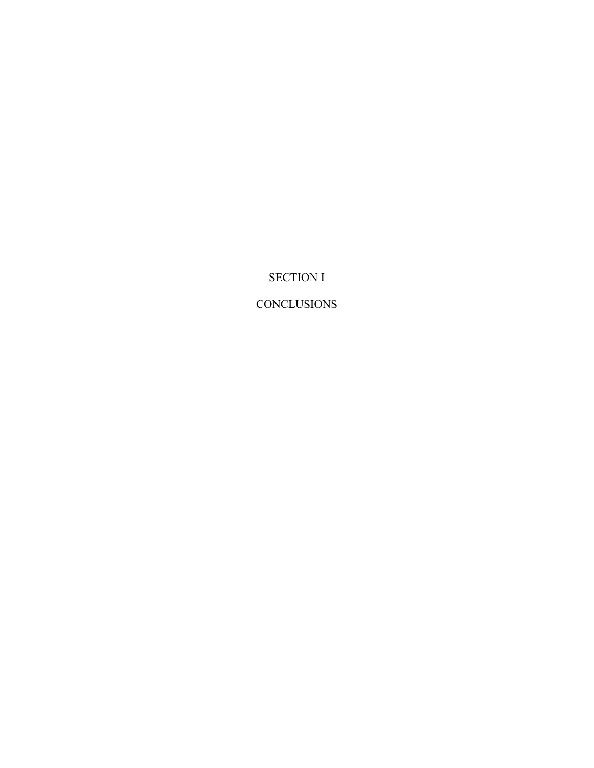# SECTION I

# CONCLUSIONS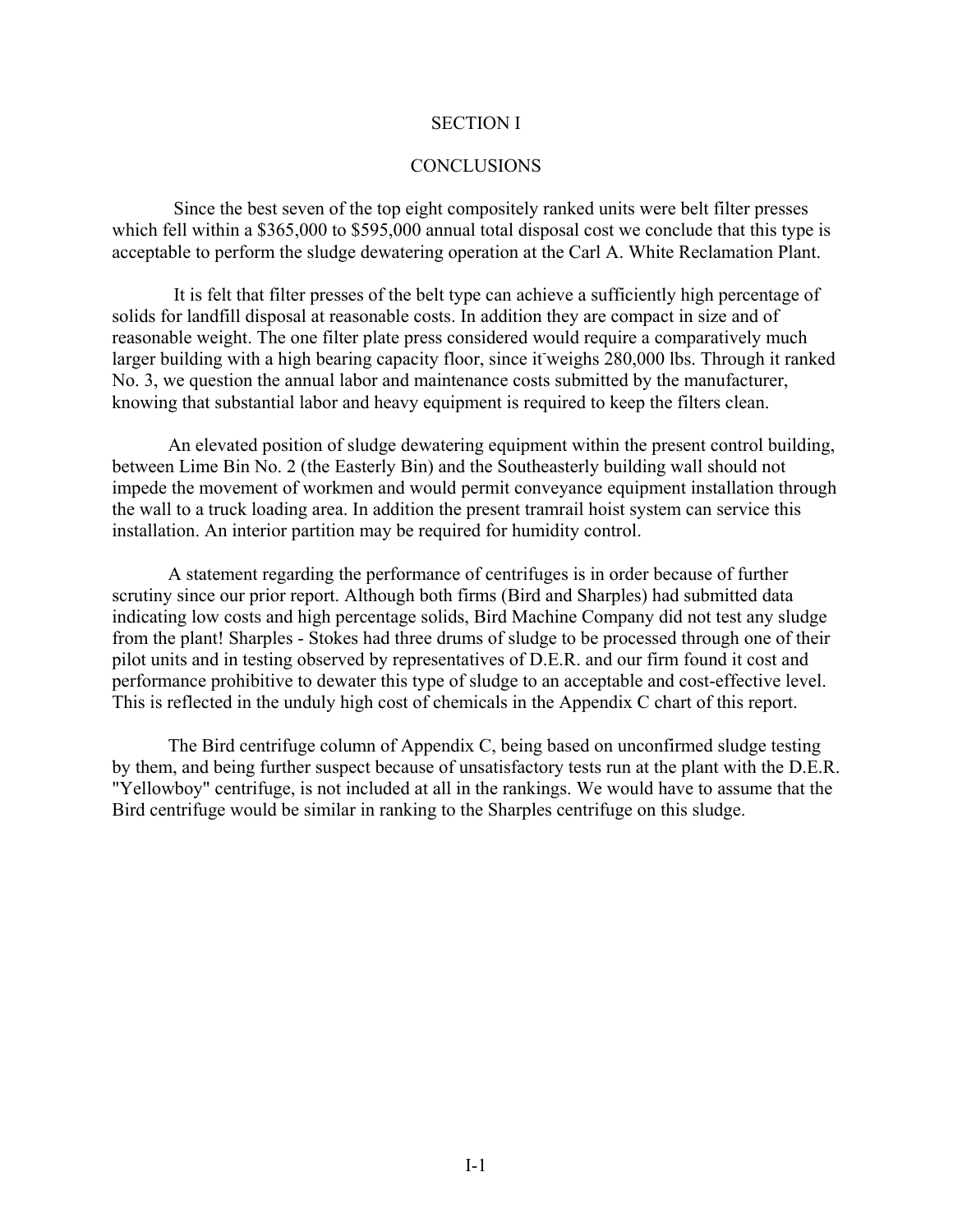# SECTION I

## CONCLUSIONS

Since the best seven of the top eight compositely ranked units were belt filter presses which fell within a $365,000 to $595,000 annual total disposal cost we conclude that this type is acceptable to perform the sludge dewatering operation at the Carl A. White Reclamation Plant.

It is felt that filter presses of the belt type can achieve a sufficiently high percentage of solids for landfill disposal at reasonable costs. In addition they are compact in size and of reasonable weight. The one filter plate press considered would require a comparatively much larger building with a high bearing capacity floor, since it weighs 280,000 lbs. Through it ranked No. 3, we question the annual labor and maintenance costs submitted by the manufacturer, knowing that substantial labor and heavy equipment is required to keep the filters clean.

An elevated position of sludge dewatering equipment within the present control building, between Lime Bin No. 2 (the Easterly Bin) and the Southeasterly building wall should not impede the movement of workmen and would permit conveyance equipment installation through the wall to a truck loading area. In addition the present tramrail hoist system can service this installation. An interior partition may be required for humidity control.

A statement regarding the performance of centrifuges is in order because of further scrutiny since our prior report. Although both firms (Bird and Sharples) had submitted data indicating low costs and high percentage solids, Bird Machine Company did not test any sludge from the plant! Sharples - Stokes had three drums of sludge to be processed through one of their pilot units and in testing observed by representatives of D.E.R. and our firm found it cost and performance prohibitive to dewater this type of sludge to an acceptable and cost-effective level. This is reflected in the unduly high cost of chemicals in the Appendix C chart of this report.

The Bird centrifuge column of Appendix C, being based on unconfirmed sludge testing by them, and being further suspect because of unsatisfactory tests run at the plant with the D.E.R. "Yellowboy" centrifuge, is not included at all in the rankings. We would have to assume that the Bird centrifuge would be similar in ranking to the Sharples centrifuge on this sludge.